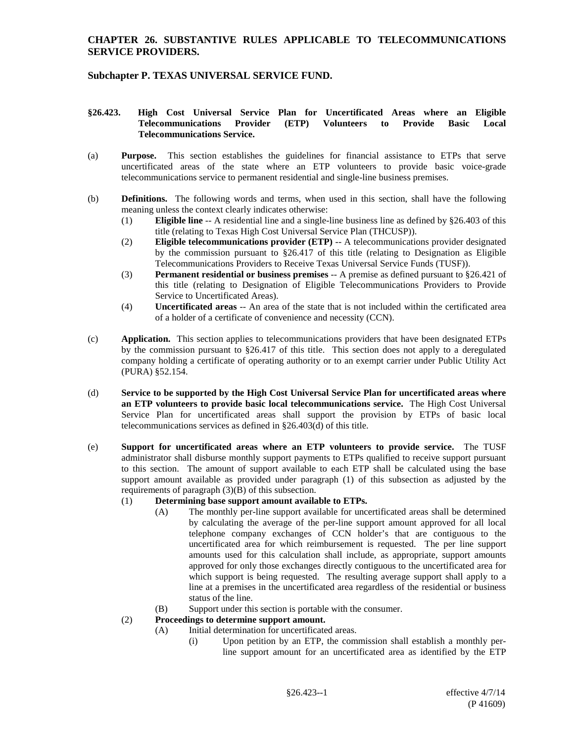**CHAPTER 26. SUBSTANTIVE RULES APPLICABLE TO TELECOMMUNICATIONS SERVICE PROVIDERS.**

**Subchapter P. TEXAS UNIVERSAL SERVICE FUND.**

**§26.423. High Cost Universal Service Plan for Uncertificated Areas where an Eligible Telecommunications Provider (ETP) Volunteers to Provide Basic Local Telecommunications Service.**

(a) **Purpose.** This section establishes the guidelines for financial assistance to ETPs that serve uncertificated areas of the state where an ETP volunteers to provide basic voice-grade telecommunications service to permanent residential and single-line business premises.

(b) **Definitions.** The following words and terms, when used in this section, shall have the following meaning unless the context clearly indicates otherwise:

(1) **Eligible line** -- A residential line and a single-line business line as defined by §26.403 of this title (relating to Texas High Cost Universal Service Plan (THCUSP)).

(2) **Eligible telecommunications provider (ETP)** -- A telecommunications provider designated by the commission pursuant to §26.417 of this title (relating to Designation as Eligible Telecommunications Providers to Receive Texas Universal Service Funds (TUSF)).

(3) **Permanent residential or business premises** -- A premise as defined pursuant to §26.421 of this title (relating to Designation of Eligible Telecommunications Providers to Provide Service to Uncertificated Areas).

(4) **Uncertificated areas** -- An area of the state that is not included within the certificated area of a holder of a certificate of convenience and necessity (CCN).

(c) **Application.** This section applies to telecommunications providers that have been designated ETPs by the commission pursuant to §26.417 of this title. This section does not apply to a deregulated company holding a certificate of operating authority or to an exempt carrier under Public Utility Act (PURA) §52.154.

(d) **Service to be supported by the High Cost Universal Service Plan for uncertificated areas where an ETP volunteers to provide basic local telecommunications service.** The High Cost Universal Service Plan for uncertificated areas shall support the provision by ETPs of basic local telecommunications services as defined in §26.403(d) of this title.

(e) **Support for uncertificated areas where an ETP volunteers to provide service.** The TUSF administrator shall disburse monthly support payments to ETPs qualified to receive support pursuant to this section. The amount of support available to each ETP shall be calculated using the base support amount available as provided under paragraph (1) of this subsection as adjusted by the requirements of paragraph (3)(B) of this subsection.

(1) **Determining base support amount available to ETPs.**

(A) The monthly per-line support available for uncertificated areas shall be determined by calculating the average of the per-line support amount approved for all local telephone company exchanges of CCN holder's that are contiguous to the uncertificated area for which reimbursement is requested. The per line support amounts used for this calculation shall include, as appropriate, support amounts approved for only those exchanges directly contiguous to the uncertificated area for which support is being requested. The resulting average support shall apply to a line at a premises in the uncertificated area regardless of the residential or business status of the line.

(B) Support under this section is portable with the consumer.

(2) **Proceedings to determine support amount.**

(A) Initial determination for uncertificated areas.

(i) Upon petition by an ETP, the commission shall establish a monthly per-line support amount for an uncertificated area as identified by the ETP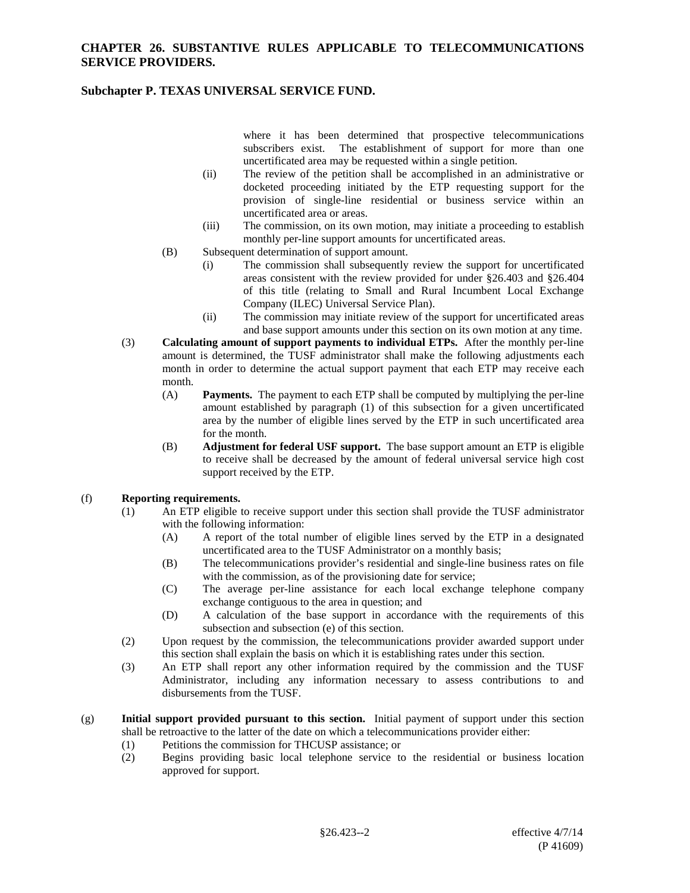where it has been determined that prospective telecommunications subscribers exist. The establishment of support for more than one uncertificated area may be requested within a single petition.

(ii) The review of the petition shall be accomplished in an administrative or docketed proceeding initiated by the ETP requesting support for the provision of single-line residential or business service within an uncertificated area or areas.

(iii) The commission, on its own motion, may initiate a proceeding to establish monthly per-line support amounts for uncertificated areas.

(B) Subsequent determination of support amount.

(i) The commission shall subsequently review the support for uncertificated areas consistent with the review provided for under §26.403 and §26.404 of this title (relating to Small and Rural Incumbent Local Exchange Company (ILEC) Universal Service Plan).

(ii) The commission may initiate review of the support for uncertificated areas and base support amounts under this section on its own motion at any time.

(3) **Calculating amount of support payments to individual ETPs.** After the monthly per-line amount is determined, the TUSF administrator shall make the following adjustments each month in order to determine the actual support payment that each ETP may receive each month.

(A) **Payments.** The payment to each ETP shall be computed by multiplying the per-line amount established by paragraph (1) of this subsection for a given uncertificated area by the number of eligible lines served by the ETP in such uncertificated area for the month.

(B) **Adjustment for federal USF support.** The base support amount an ETP is eligible to receive shall be decreased by the amount of federal universal service high cost support received by the ETP.

(f) **Reporting requirements.**

(1) An ETP eligible to receive support under this section shall provide the TUSF administrator with the following information:

(A) A report of the total number of eligible lines served by the ETP in a designated uncertificated area to the TUSF Administrator on a monthly basis;

(B) The telecommunications provider's residential and single-line business rates on file with the commission, as of the provisioning date for service;

(C) The average per-line assistance for each local exchange telephone company exchange contiguous to the area in question; and

(D) A calculation of the base support in accordance with the requirements of this subsection and subsection (e) of this section.

(2) Upon request by the commission, the telecommunications provider awarded support under this section shall explain the basis on which it is establishing rates under this section.

(3) An ETP shall report any other information required by the commission and the TUSF Administrator, including any information necessary to assess contributions to and disbursements from the TUSF.

(g) **Initial support provided pursuant to this section.** Initial payment of support under this section shall be retroactive to the latter of the date on which a telecommunications provider either:

(1) Petitions the commission for THCUSP assistance; or

(2) Begins providing basic local telephone service to the residential or business location approved for support.